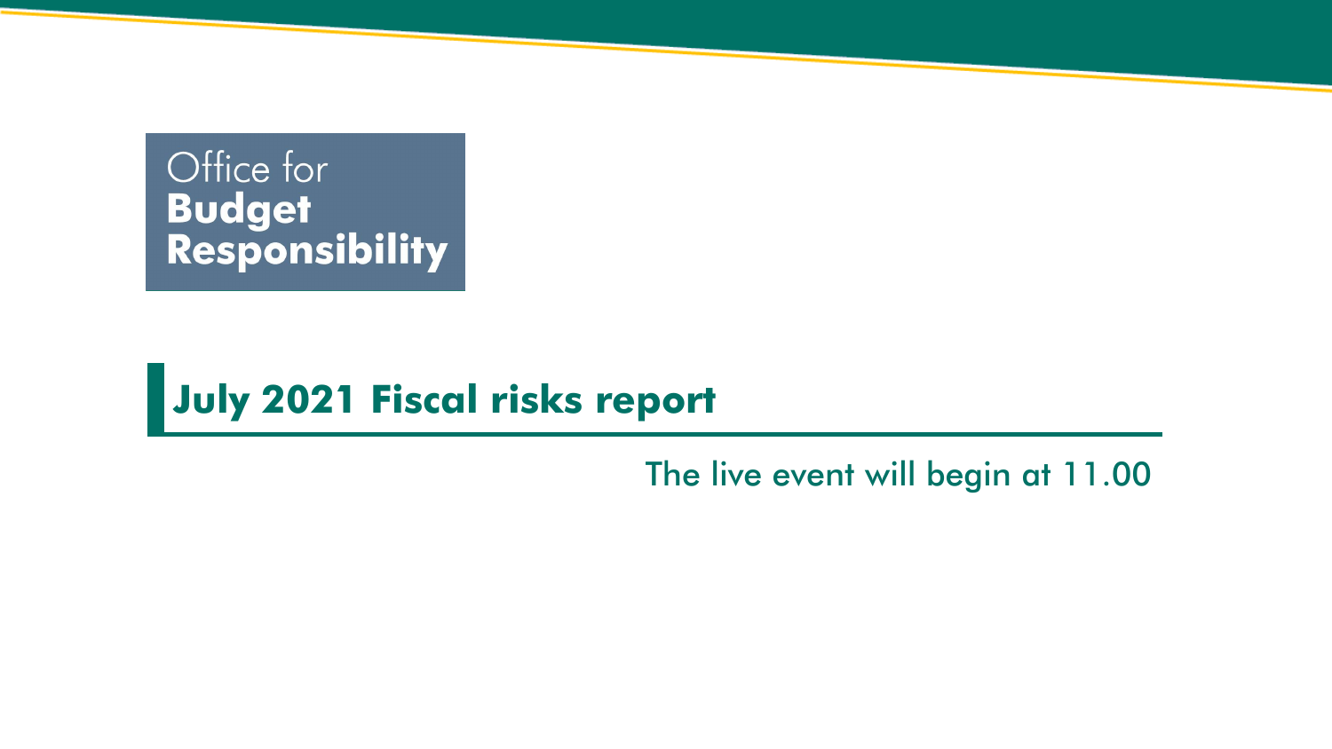Office for
**Budget**
**Responsibility**

# July 2021 Fiscal risks report

The live event will begin at 11.00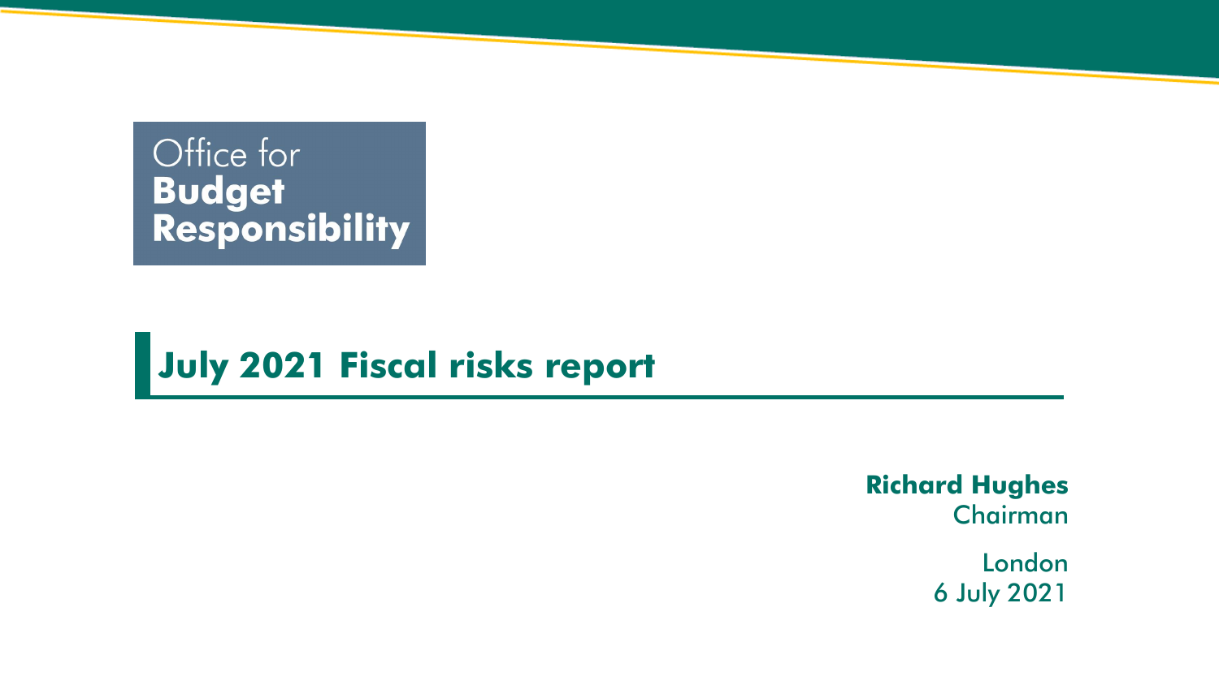Office for
**Budget**
**Responsibility**

# July 2021 Fiscal risks report

**Richard Hughes**
Chairman

London
6 July 2021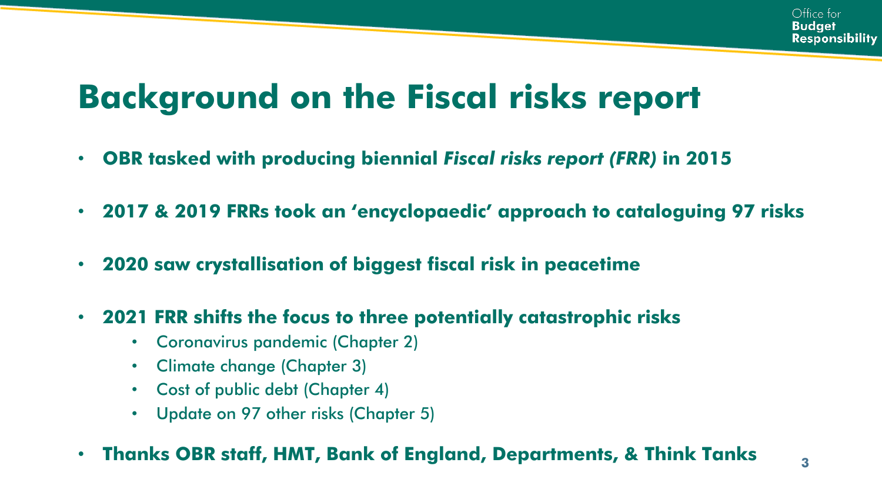# Background on the Fiscal risks report

- **OBR tasked with producing biennial *Fiscal risks report (FRR)* in 2015**
- **2017 & 2019 FRRs took an 'encyclopaedic' approach to cataloguing 97 risks**
- **2020 saw crystallisation of biggest fiscal risk in peacetime**
- **2021 FRR shifts the focus to three potentially catastrophic risks**
  - Coronavirus pandemic (Chapter 2)
  - Climate change (Chapter 3)
  - Cost of public debt (Chapter 4)
  - Update on 97 other risks (Chapter 5)
- **Thanks OBR staff, HMT, Bank of England, Departments, & Think Tanks**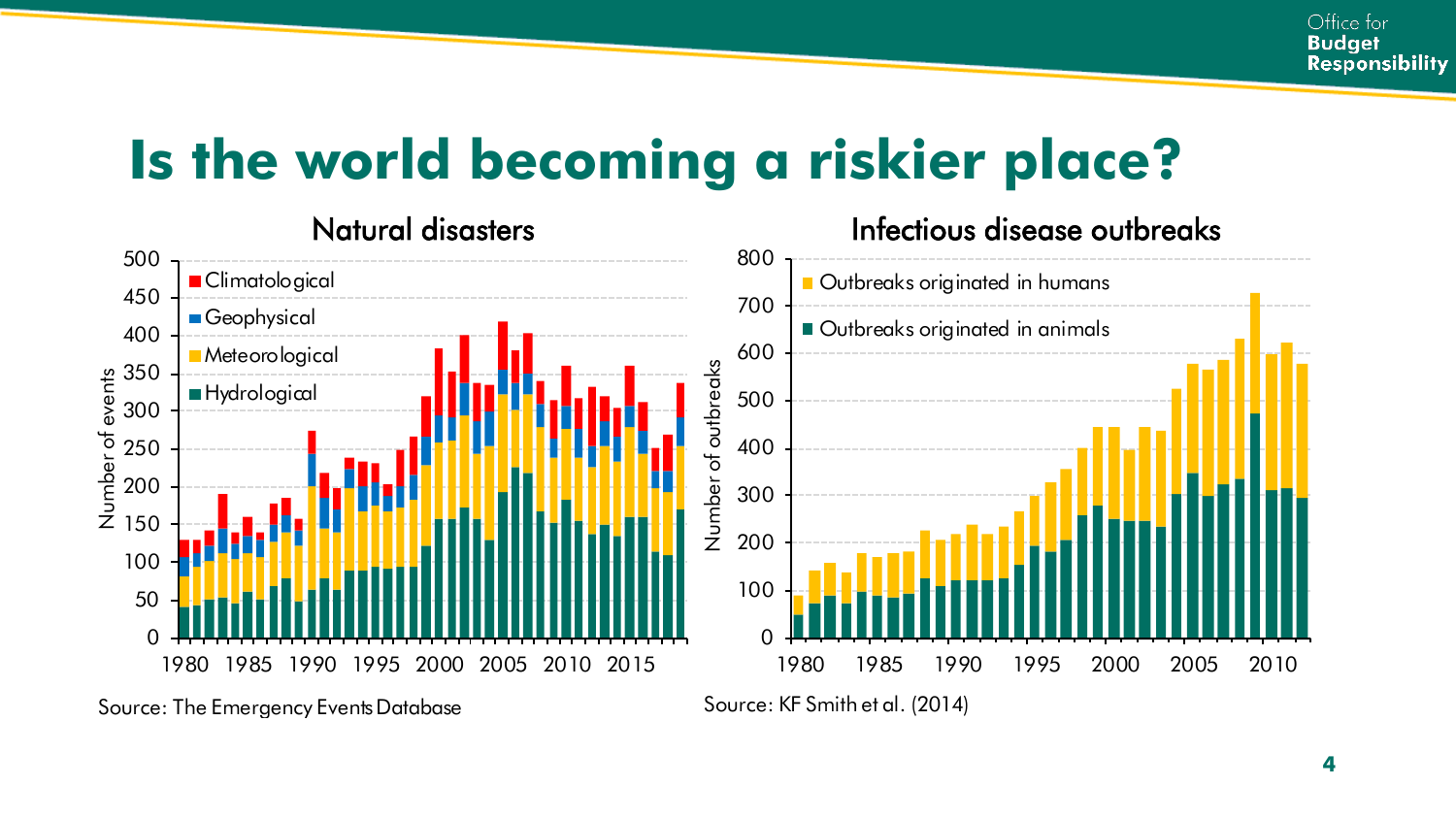# Is the world becoming a riskier place?

## Natural disasters

Source: The Emergency Events Database

## Infectious disease outbreaks

Source: KF Smith et al. (2014)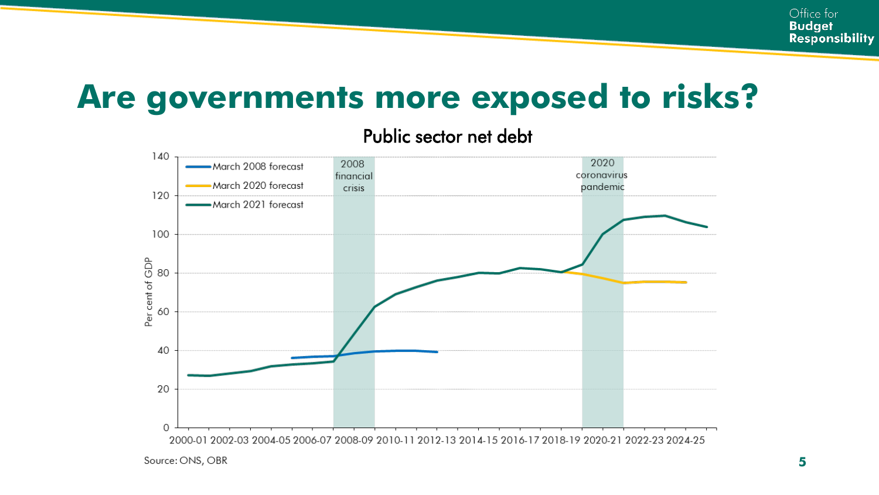# Are governments more exposed to risks?

Public sector net debt

Source: ONS, OBR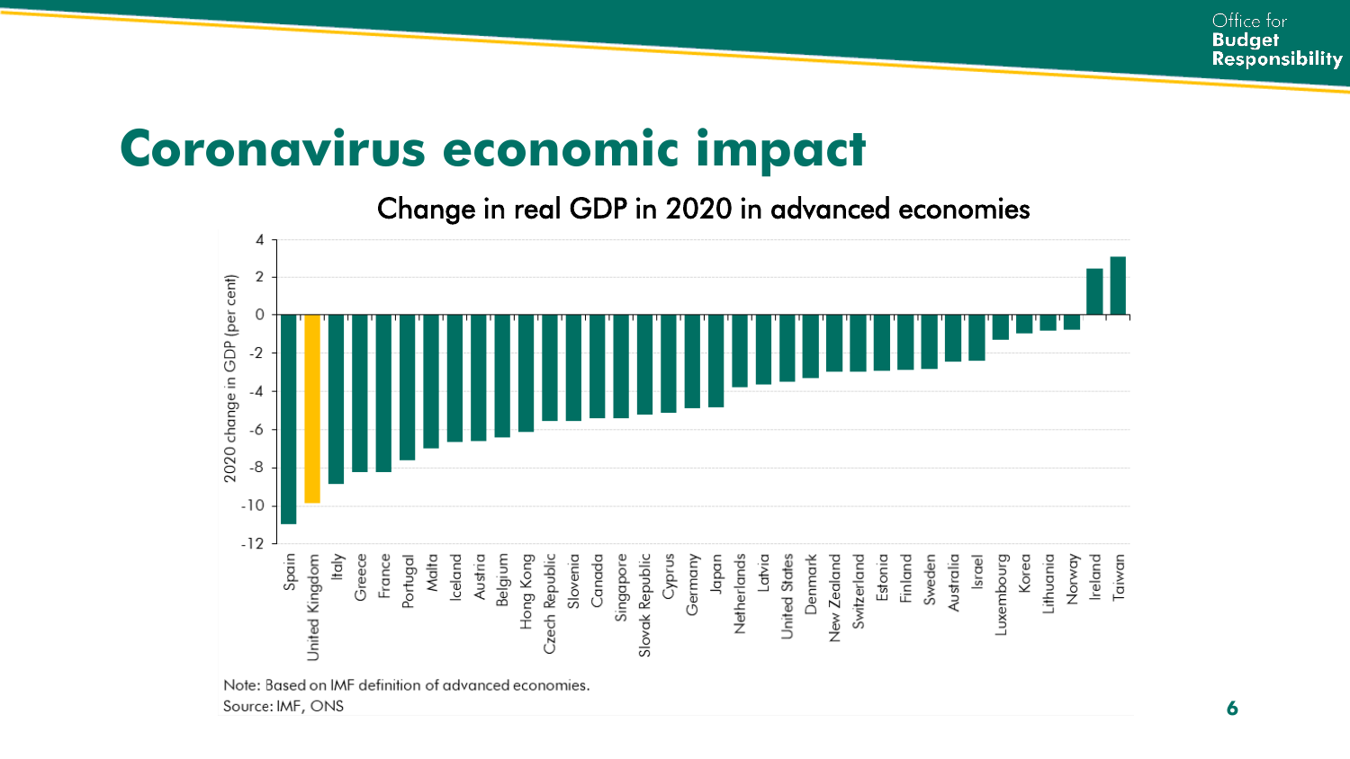# Coronavirus economic impact

Change in real GDP in 2020 in advanced economies

Note: Based on IMF definition of advanced economies.
Source: IMF, ONS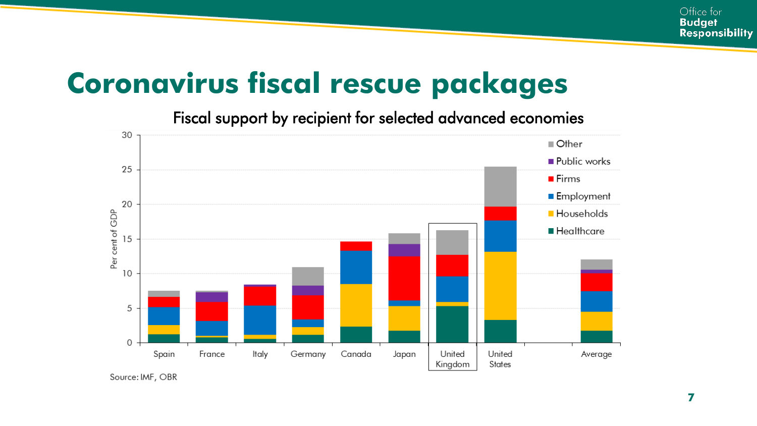# Coronavirus fiscal rescue packages

Fiscal support by recipient for selected advanced economies

Per cent of GDP

Other | Public works | Firms | Employment | Households | Healthcare

Spain, France, Italy, Germany, Canada, Japan, United Kingdom, United States, Average

Source: IMF, OBR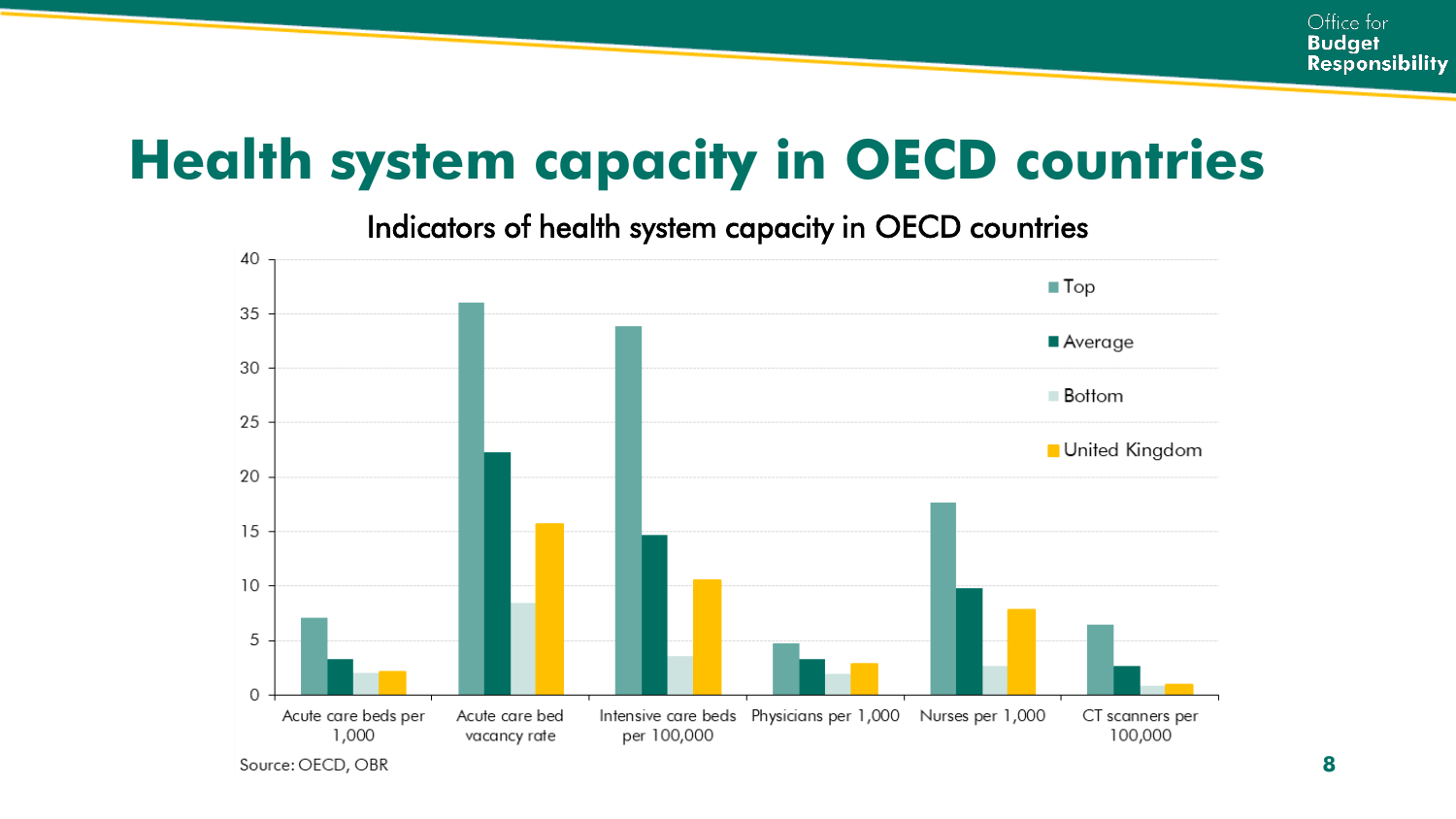# Health system capacity in OECD countries

Indicators of health system capacity in OECD countries

Source: OECD, OBR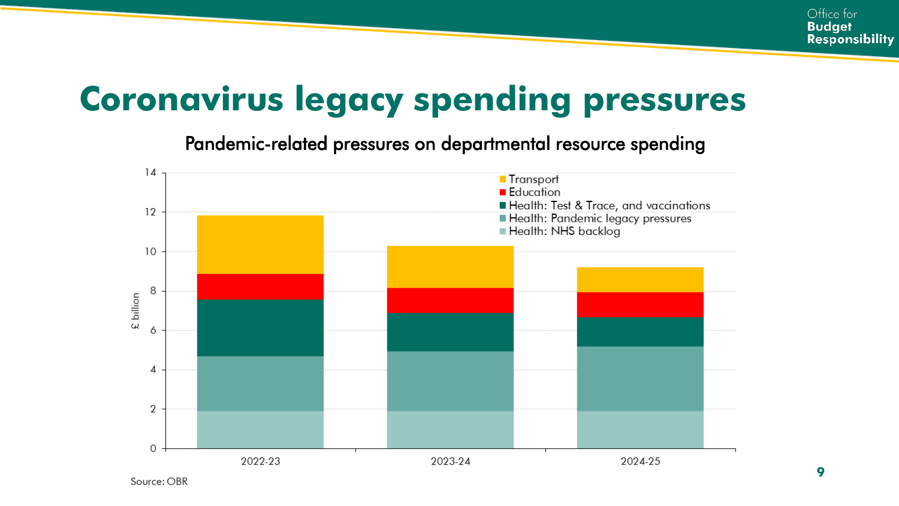# Coronavirus legacy spending pressures

Pandemic-related pressures on departmental resource spending

£ billion

- Transport
- Education
- Health: Test & Trace, and vaccinations
- Health: Pandemic legacy pressures
- Health: NHS backlog

2022-23 | 2023-24 | 2024-25

Source: OBR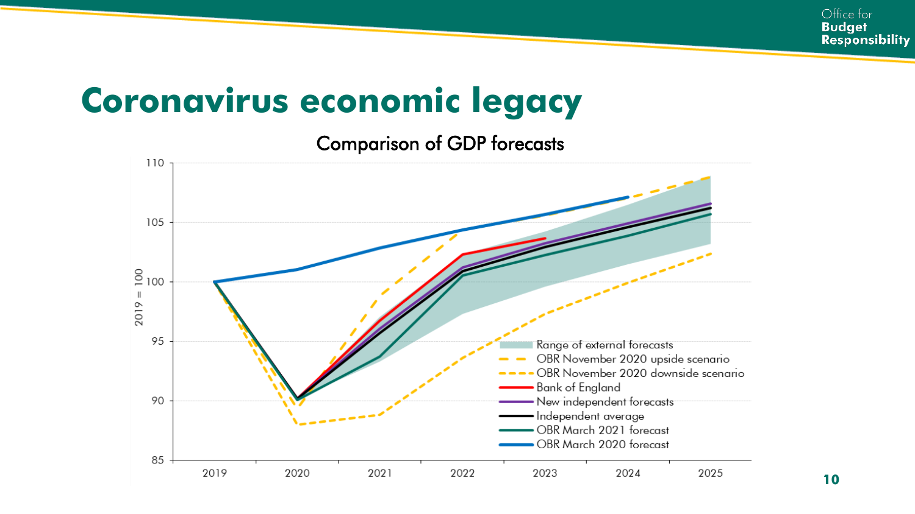# Coronavirus economic legacy

Comparison of GDP forecasts

2019 = 100

Range of external forecasts
OBR November 2020 upside scenario
OBR November 2020 downside scenario
Bank of England
New independent forecasts
Independent average
OBR March 2021 forecast
OBR March 2020 forecast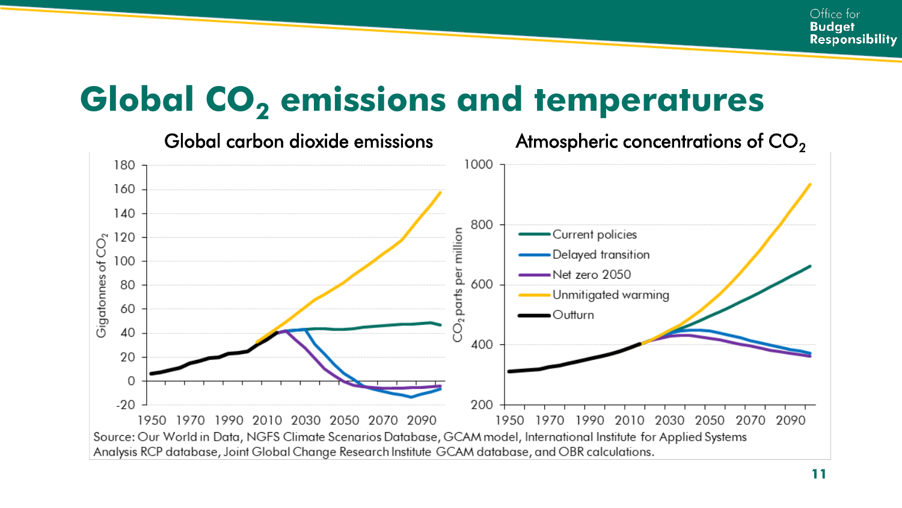# Global $CO_2$ emissions and temperatures

Global carbon dioxide emissions

Atmospheric concentrations of $CO_2$

Source: Our World in Data, NGFS Climate Scenarios Database, GCAM model, International Institute for Applied Systems Analysis RCP database, Joint Global Change Research Institute GCAM database, and OBR calculations.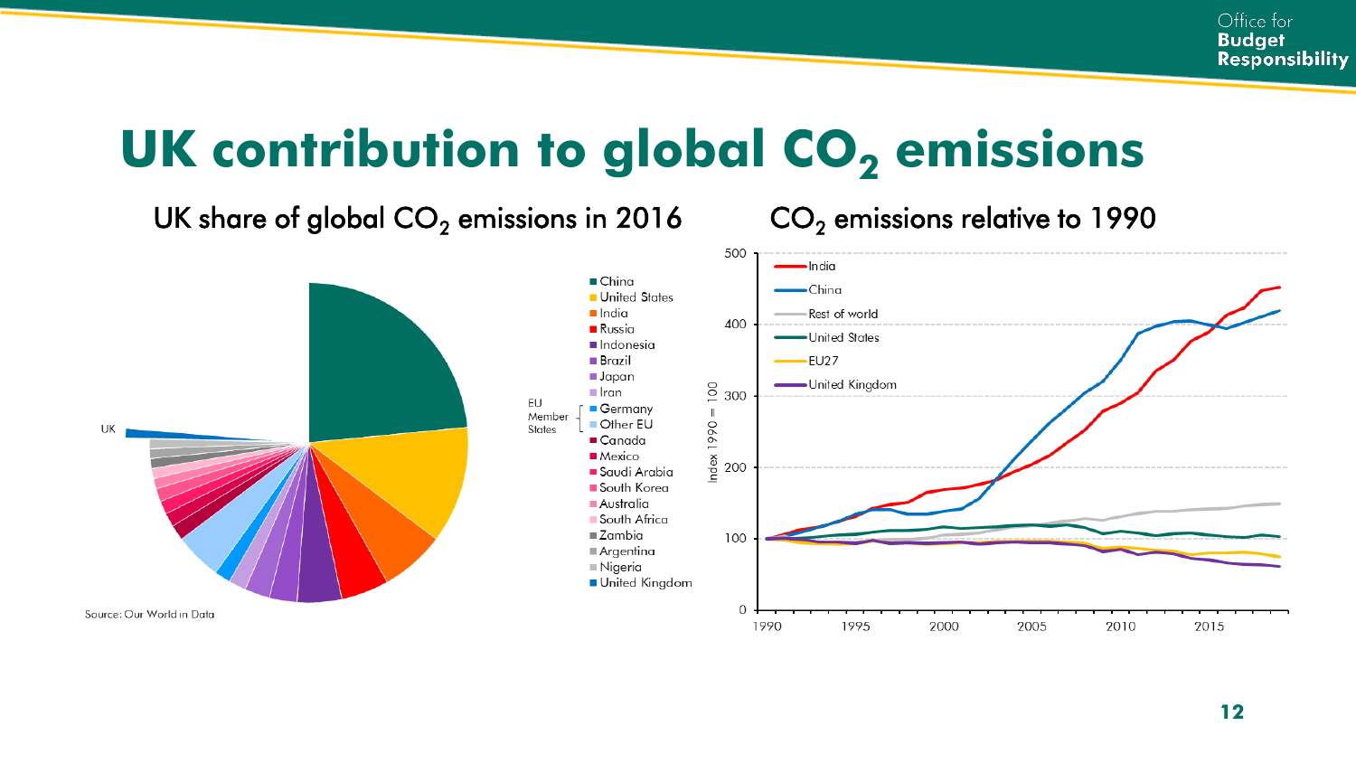# UK contribution to global $CO_2$ emissions

## UK share of global $CO_2$ emissions in 2016

- China
- United States
- India
- Russia
- Indonesia
- Brazil
- Japan
- Iran
- EU Member States
  - Germany
  - Other EU
- Canada
- Mexico
- Saudi Arabia
- South Korea
- Australia
- South Africa
- Zambia
- Argentina
- Nigeria
- United Kingdom

UK

Source: Our World in Data

## $CO_2$ emissions relative to 1990

Index 1990 = 100

- India
- China
- Rest of world
- United States
- EU27
- United Kingdom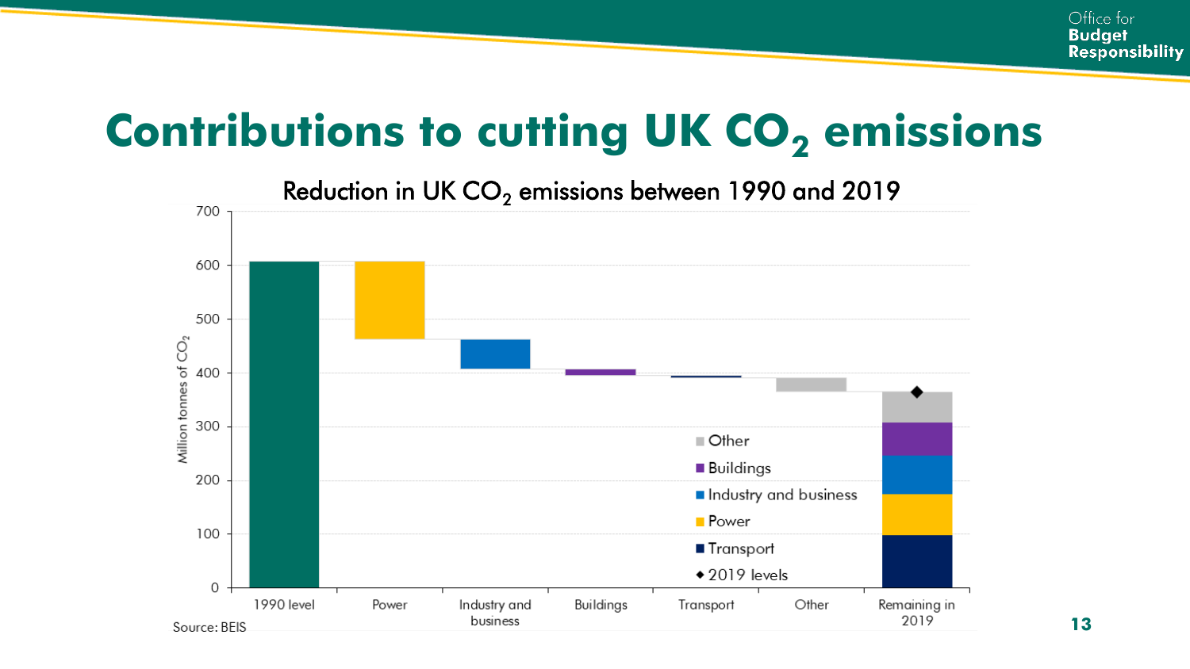# Contributions to cutting UK $CO_2$ emissions

Reduction in UK $CO_2$ emissions between 1990 and 2019

Source: BEIS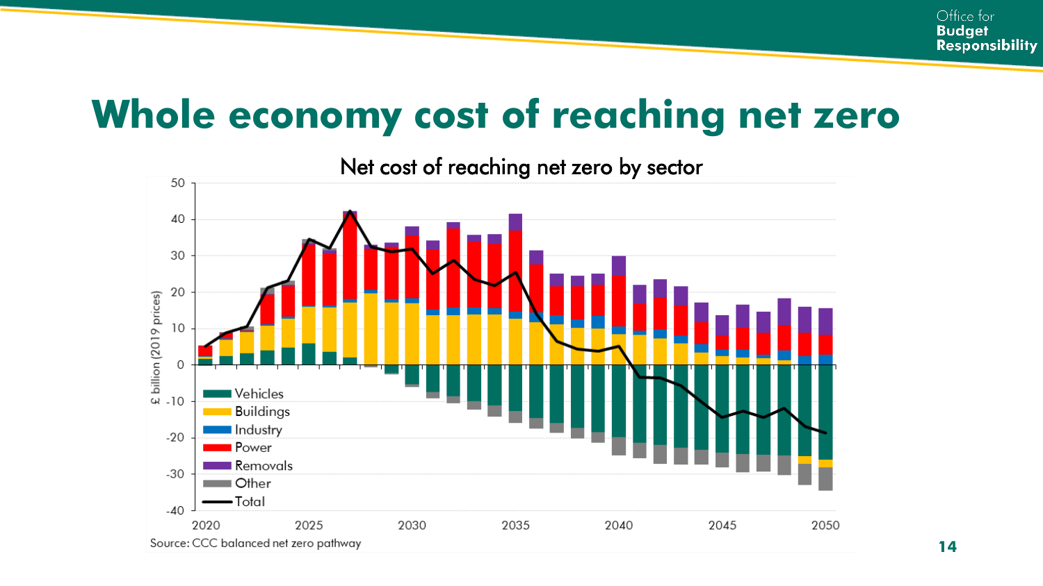# Whole economy cost of reaching net zero

Net cost of reaching net zero by sector

£ billion (2019 prices)

- Vehicles
- Buildings
- Industry
- Power
- Removals
- Other
- Total

Source: CCC balanced net zero pathway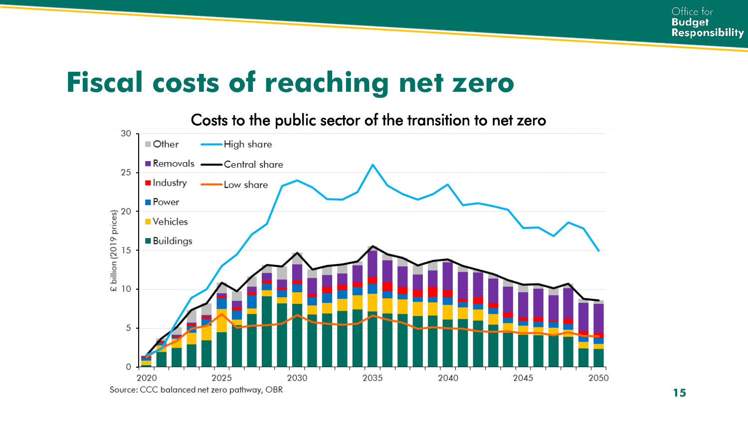# Fiscal costs of reaching net zero

Costs to the public sector of the transition to net zero

Source: CCC balanced net zero pathway, OBR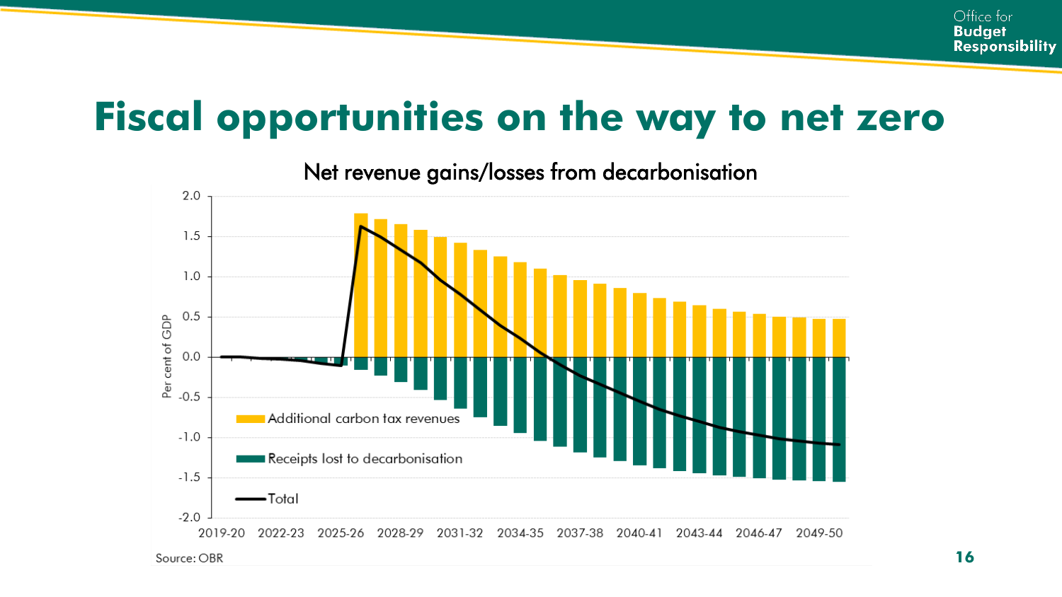# Fiscal opportunities on the way to net zero

Net revenue gains/losses from decarbonisation

Per cent of GDP

2.0
1.5
1.0
0.5
0.0
-0.5
-1.0
-1.5
-2.0

2019-20 | 2022-23 | 2025-26 | 2028-29 | 2031-32 | 2034-35 | 2037-38 | 2040-41 | 2043-44 | 2046-47 | 2049-50

Additional carbon tax revenues

Receipts lost to decarbonisation

Total

Source: OBR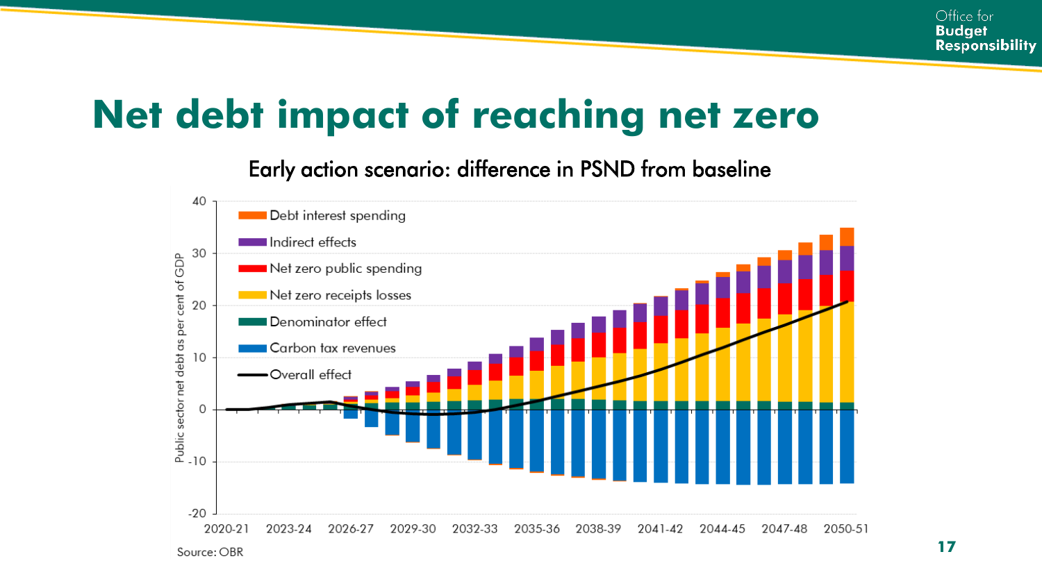# Net debt impact of reaching net zero

Early action scenario: difference in PSND from baseline

Source: OBR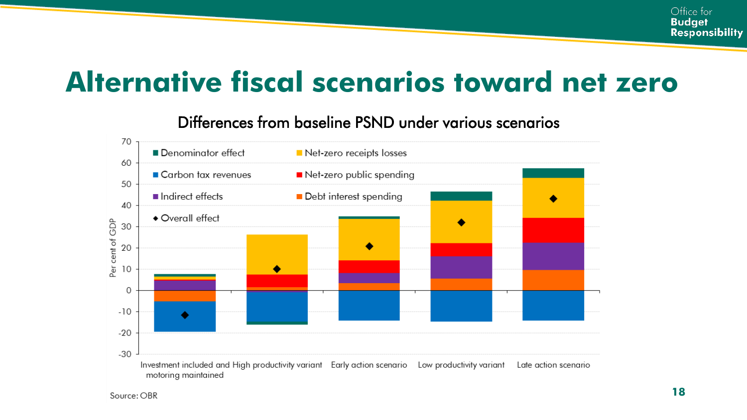# Alternative fiscal scenarios toward net zero

Differences from baseline PSND under various scenarios

Per cent of GDP

Legend: Denominator effect; Net-zero receipts losses; Carbon tax revenues; Net-zero public spending; Indirect effects; Debt interest spending; ◆ Overall effect

Scenarios: Investment included and motoring maintained; High productivity variant; Early action scenario; Low productivity variant; Late action scenario

Source: OBR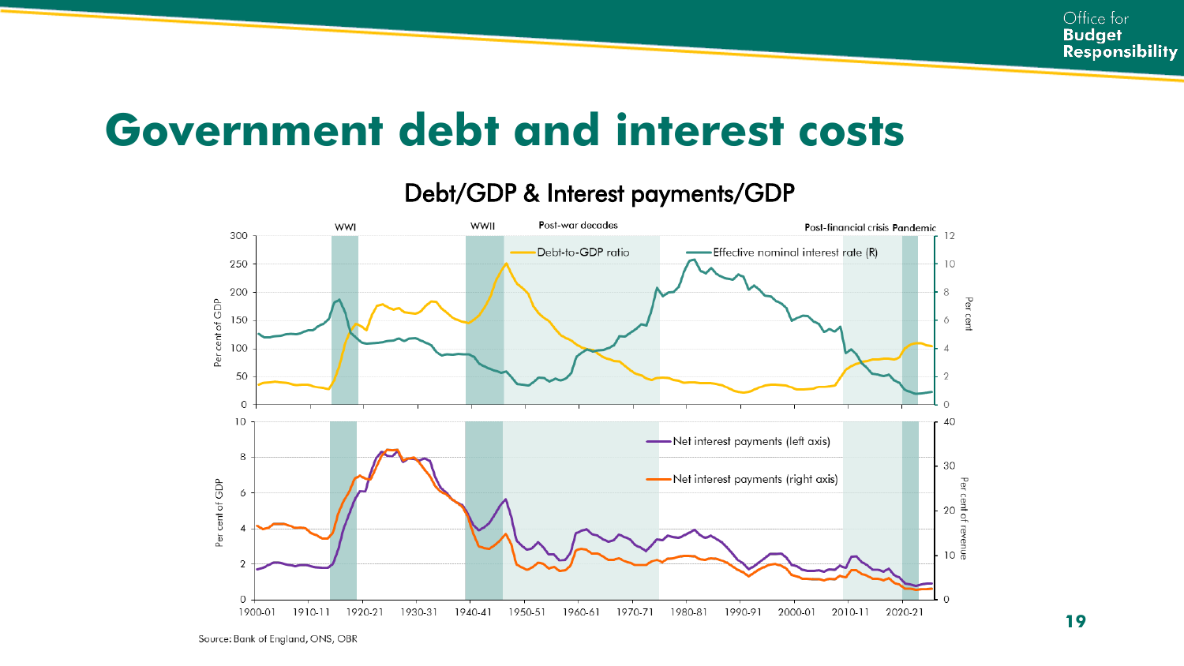# Government debt and interest costs

## Debt/GDP & Interest payments/GDP

WWI | WWII | Post-war decades | Post-financial crisis | Pandemic

Debt-to-GDP ratio — Effective nominal interest rate (R)

Per cent of GDP | Per cent

Net interest payments (left axis) — Net interest payments (right axis)

Per cent of GDP | Per cent of revenue

1900-01 1910-11 1920-21 1930-31 1940-41 1950-51 1960-61 1970-71 1980-81 1990-91 2000-01 2010-11 2020-21

Source: Bank of England, ONS, OBR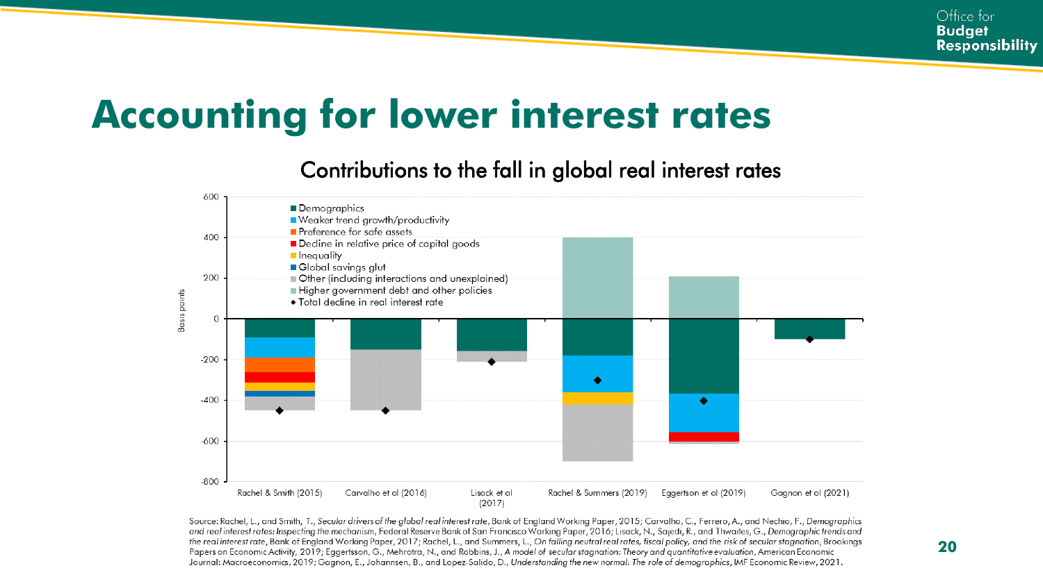# Accounting for lower interest rates

## Contributions to the fall in global real interest rates

Basis points

- Demographics
- Weaker trend growth/productivity
- Preference for safe assets
- Decline in relative price of capital goods
- Inequality
- Global savings glut
- Other (including interactions and unexplained)
- Higher government debt and other policies
- ◆ Total decline in real interest rate

Rachel & Smith (2015) | Carvalho et al (2016) | Lisack et al (2017) | Rachel & Summers (2019) | Eggertson et al (2019) | Gagnon et al (2021)

Source: Rachel, L., and Smith, T., *Secular drivers of the global real interest rate*, Bank of England Working Paper, 2015; Carvalho, C., Ferrero, A., and Nechio, F., *Demographics and real interest rates: Inspecting the mechanism*, Federal Reserve Bank of San Francisco Working Paper, 2016; Lisack, N., Sajedi, R., and Thwaites, G., *Demographic trends and the real interest rate*, Bank of England Working Paper, 2017; Rachel, L., and Summers, L., *On falling neutral real rates, fiscal policy, and the risk of secular stagnation*, Brookings Papers on Economic Activity, 2019; Eggertsson, G., Mehrotra, N., and Robbins, J., *A model of secular stagnation: Theory and quantitative evaluation*, American Economic Journal: Macroeconomics, 2019; Gagnon, E., Johannsen, B., and Lopez-Salido, D., *Understanding the new normal: The role of demographics*, IMF Economic Review, 2021.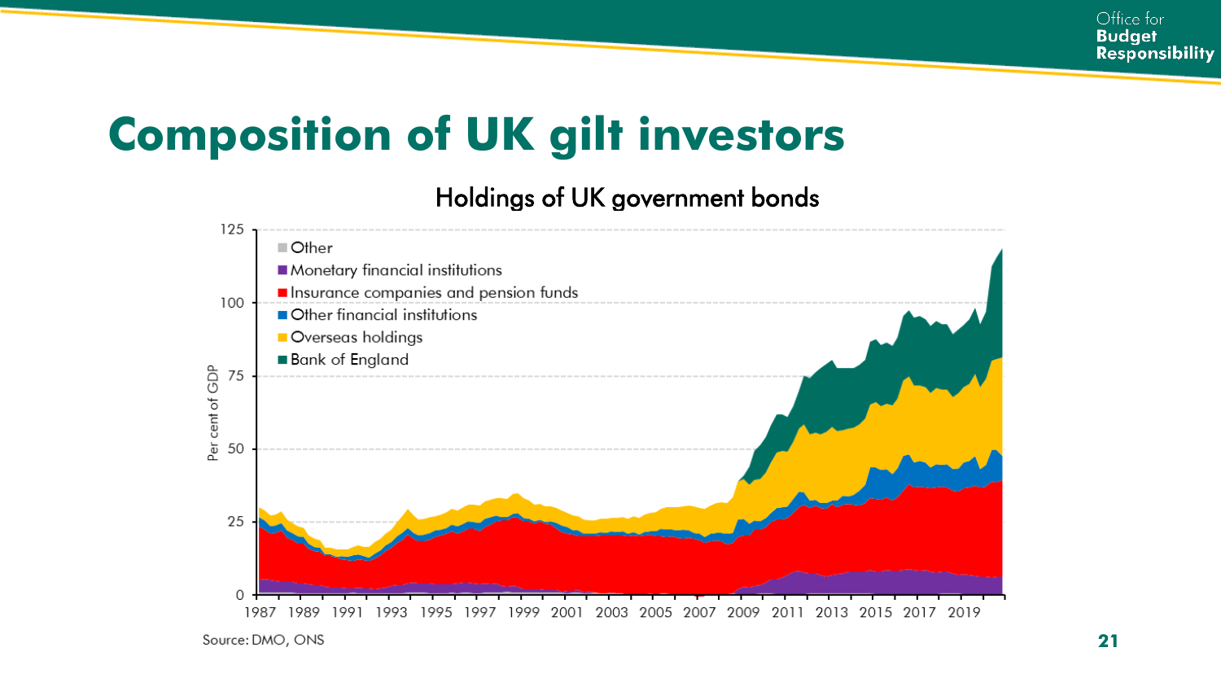# Composition of UK gilt investors

Holdings of UK government bonds

Per cent of GDP

- Other
- Monetary financial institutions
- Insurance companies and pension funds
- Other financial institutions
- Overseas holdings
- Bank of England

Source: DMO, ONS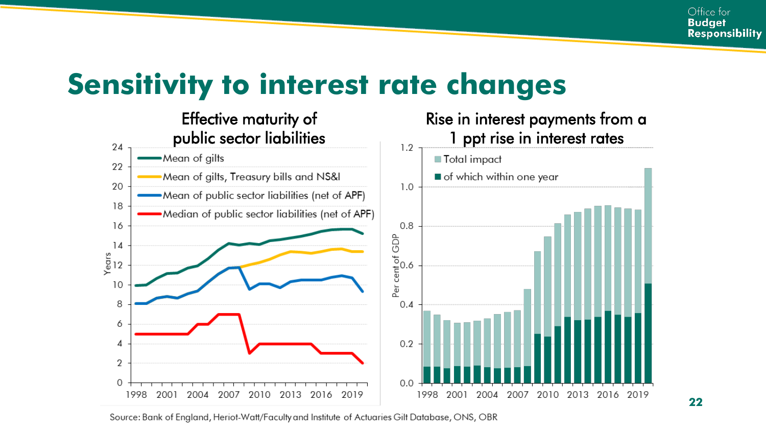# Sensitivity to interest rate changes

**Effective maturity of public sector liabilities**

- Mean of gilts
- Mean of gilts, Treasury bills and NS&I
- Mean of public sector liabilities (net of APF)
- Median of public sector liabilities (net of APF)

**Rise in interest payments from a 1 ppt rise in interest rates**

- Total impact
- of which within one year

Source: Bank of England, Heriot-Watt/Faculty and Institute of Actuaries Gilt Database, ONS, OBR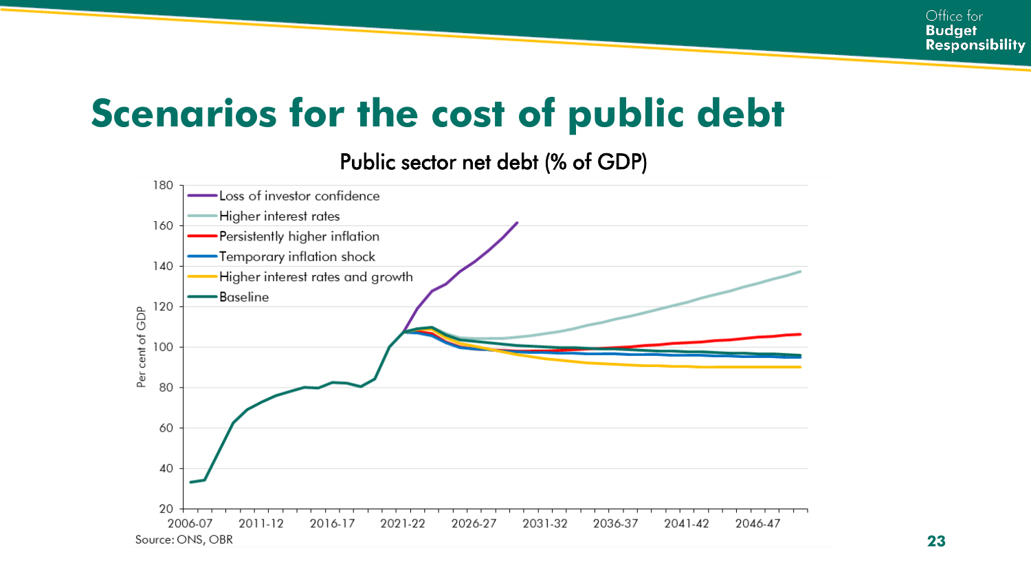# Scenarios for the cost of public debt

Public sector net debt (% of GDP)

Source: ONS, OBR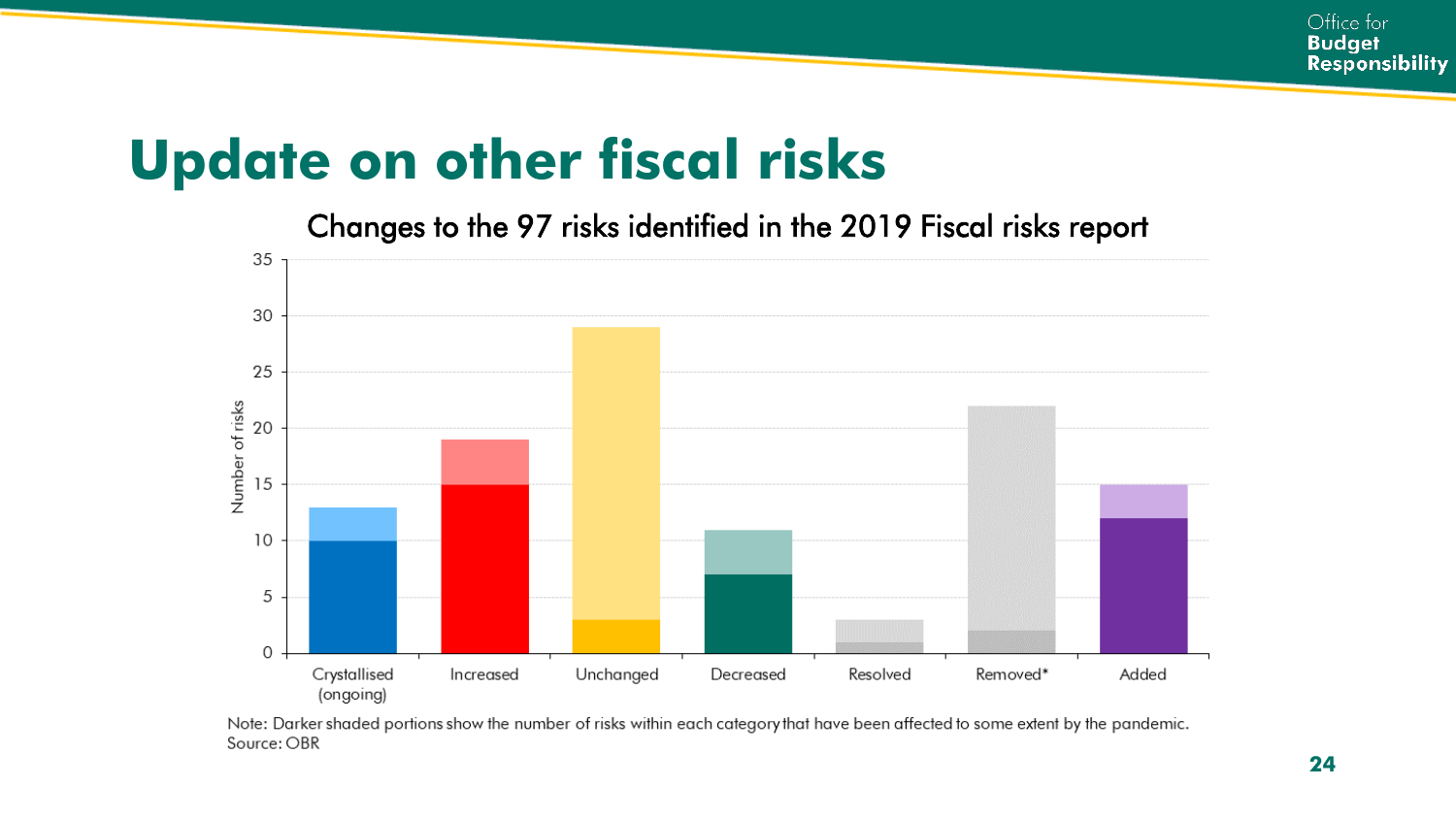# Update on other fiscal risks

Changes to the 97 risks identified in the 2019 Fiscal risks report

| Category | Total number of risks | Of which affected by the pandemic |
|---|---|---|
| Crystallised (ongoing) | 13 | 10 |
| Increased | 19 | 15 |
| Unchanged | 29 | 3 |
| Decreased | 11 | 7 |
| Resolved | 3 | 1 |
| Removed* | 22 | 2 |
| Added | 15 | 12 |

Note: Darker shaded portions show the number of risks within each category that have been affected to some extent by the pandemic.
Source: OBR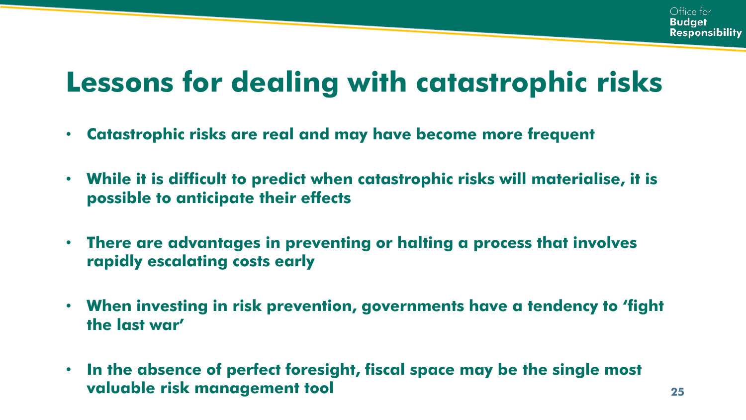# Lessons for dealing with catastrophic risks

- **Catastrophic risks are real and may have become more frequent**
- **While it is difficult to predict when catastrophic risks will materialise, it is possible to anticipate their effects**
- **There are advantages in preventing or halting a process that involves rapidly escalating costs early**
- **When investing in risk prevention, governments have a tendency to 'fight the last war'**
- **In the absence of perfect foresight, fiscal space may be the single most valuable risk management tool**